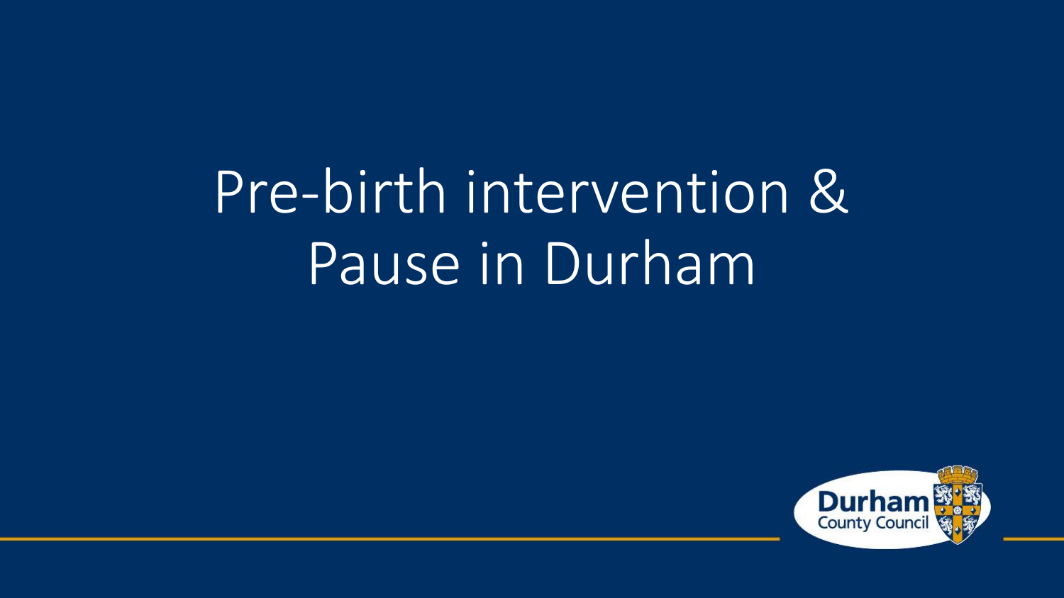# Pre-birth intervention & Pause in Durham

Durham County Council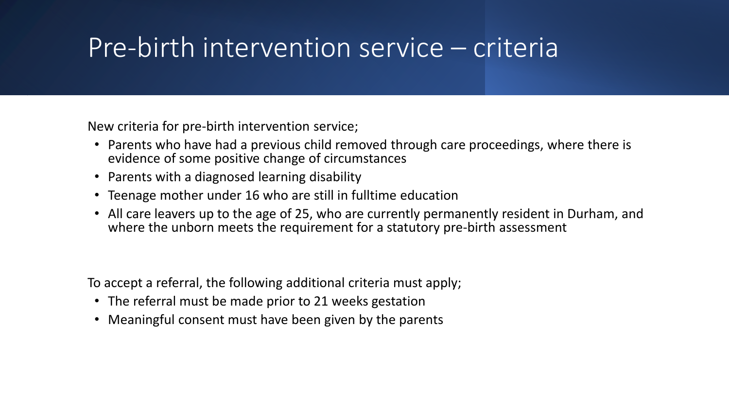# Pre-birth intervention service – criteria

New criteria for pre-birth intervention service;

- Parents who have had a previous child removed through care proceedings, where there is evidence of some positive change of circumstances
- Parents with a diagnosed learning disability
- Teenage mother under 16 who are still in fulltime education
- All care leavers up to the age of 25, who are currently permanently resident in Durham, and where the unborn meets the requirement for a statutory pre-birth assessment

To accept a referral, the following additional criteria must apply;

- The referral must be made prior to 21 weeks gestation
- Meaningful consent must have been given by the parents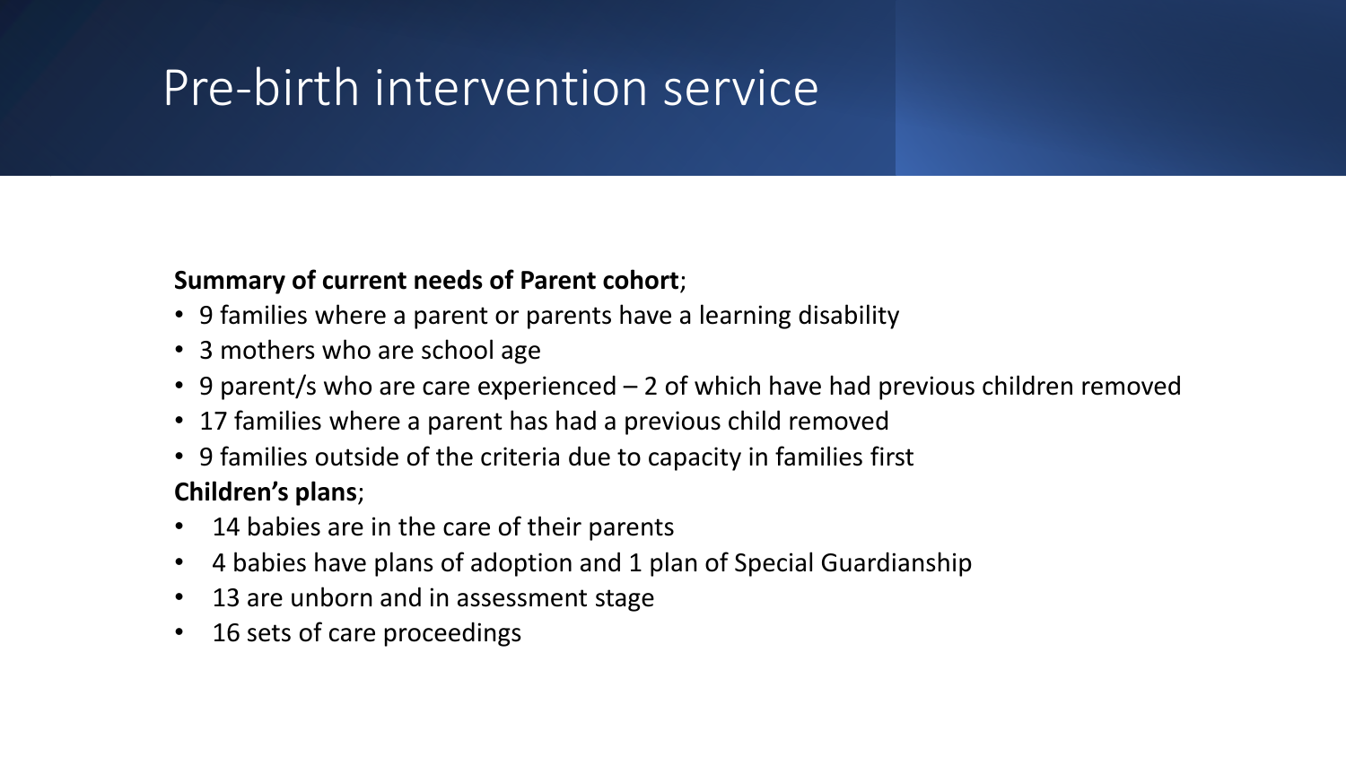# Pre-birth intervention service

**Summary of current needs of Parent cohort**;

- 9 families where a parent or parents have a learning disability
- 3 mothers who are school age
- 9 parent/s who are care experienced – 2 of which have had previous children removed
- 17 families where a parent has had a previous child removed
- 9 families outside of the criteria due to capacity in families first

**Children's plans**;

- 14 babies are in the care of their parents
- 4 babies have plans of adoption and 1 plan of Special Guardianship
- 13 are unborn and in assessment stage
- 16 sets of care proceedings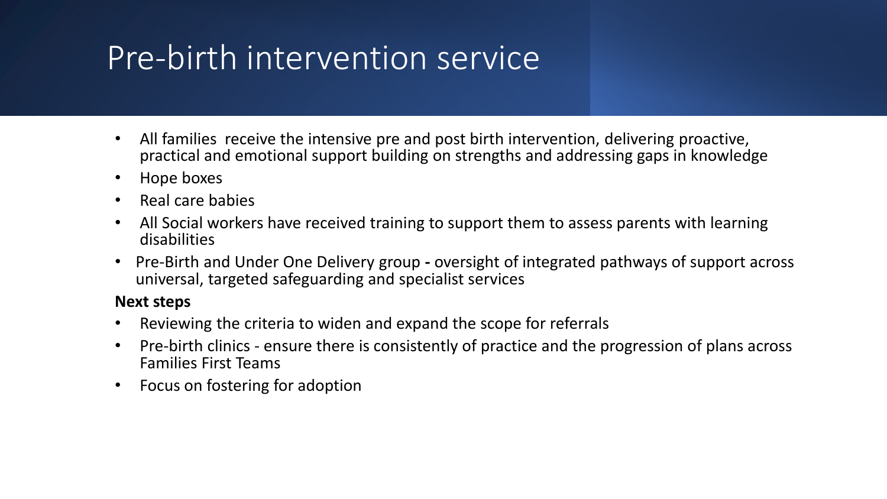# Pre-birth intervention service

- All families  receive the intensive pre and post birth intervention, delivering proactive, practical and emotional support building on strengths and addressing gaps in knowledge
- Hope boxes
- Real care babies
- All Social workers have received training to support them to assess parents with learning disabilities
- Pre-Birth and Under One Delivery group **-** oversight of integrated pathways of support across universal, targeted safeguarding and specialist services

**Next steps**

- Reviewing the criteria to widen and expand the scope for referrals
- Pre-birth clinics - ensure there is consistently of practice and the progression of plans across Families First Teams
- Focus on fostering for adoption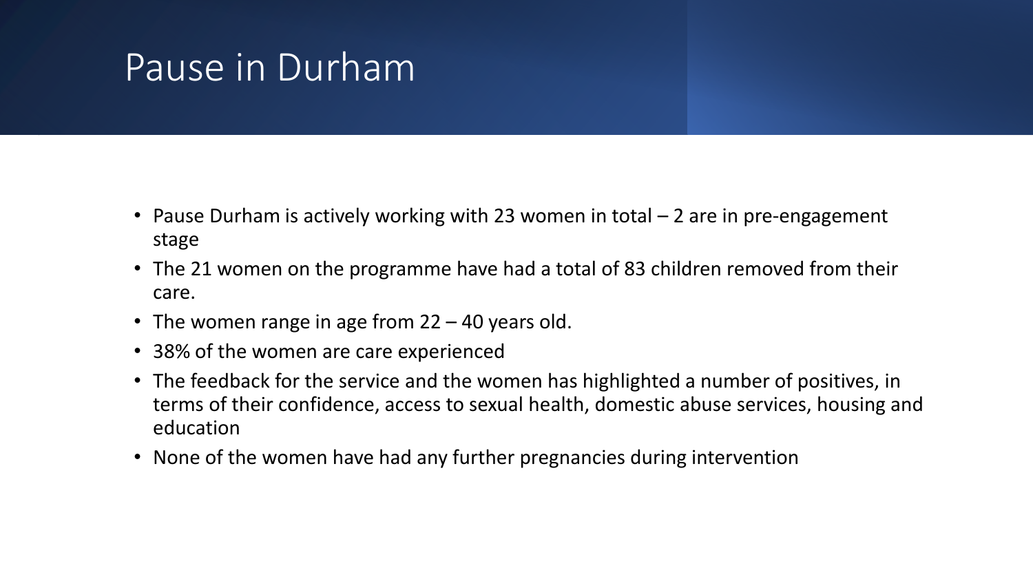# Pause in Durham

- Pause Durham is actively working with 23 women in total – 2 are in pre-engagement stage
- The 21 women on the programme have had a total of 83 children removed from their care.
- The women range in age from 22 – 40 years old.
- 38% of the women are care experienced
- The feedback for the service and the women has highlighted a number of positives, in terms of their confidence, access to sexual health, domestic abuse services, housing and education
- None of the women have had any further pregnancies during intervention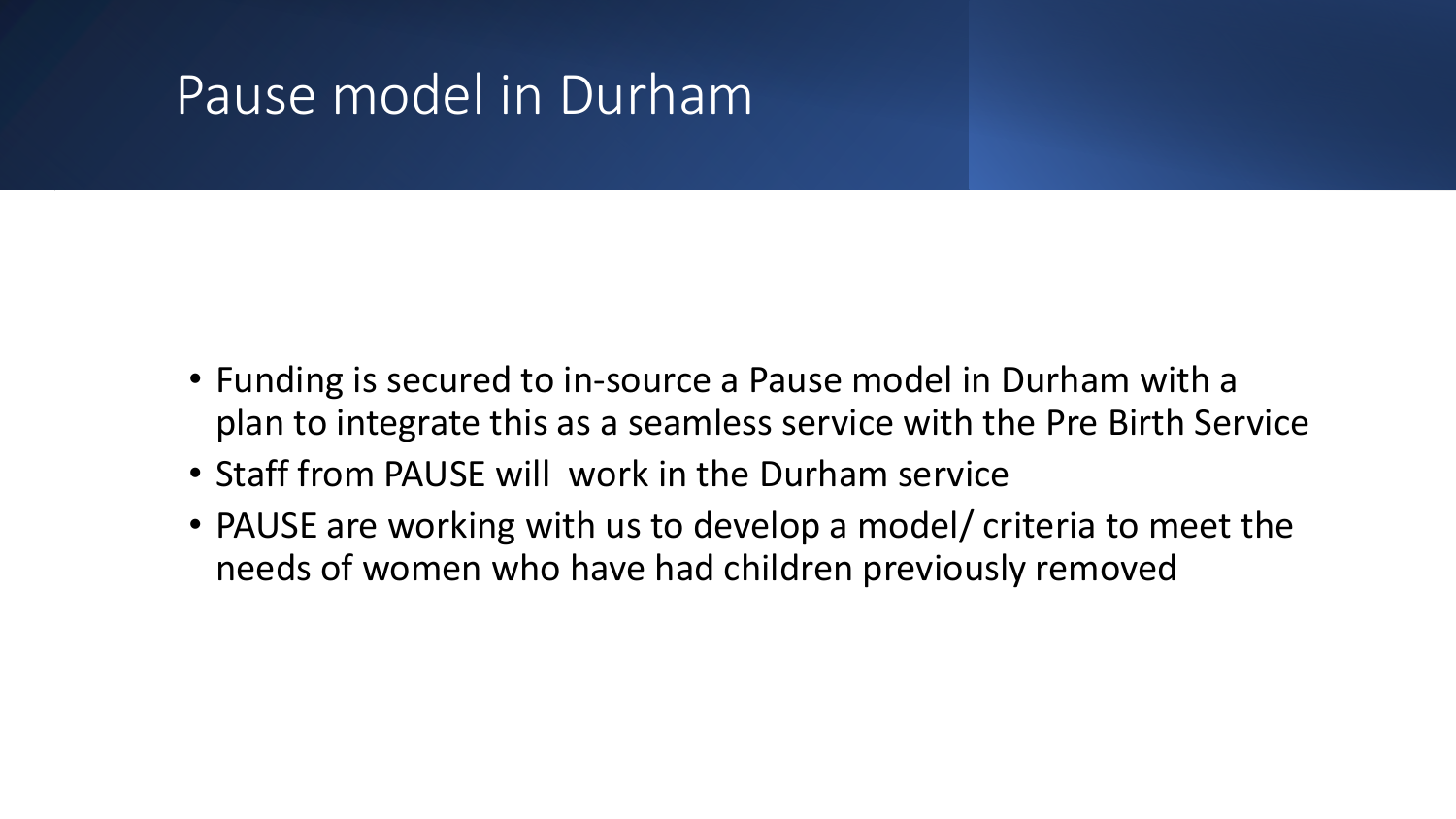# Pause model in Durham

- Funding is secured to in-source a Pause model in Durham with a plan to integrate this as a seamless service with the Pre Birth Service
- Staff from PAUSE will work in the Durham service
- PAUSE are working with us to develop a model/ criteria to meet the needs of women who have had children previously removed